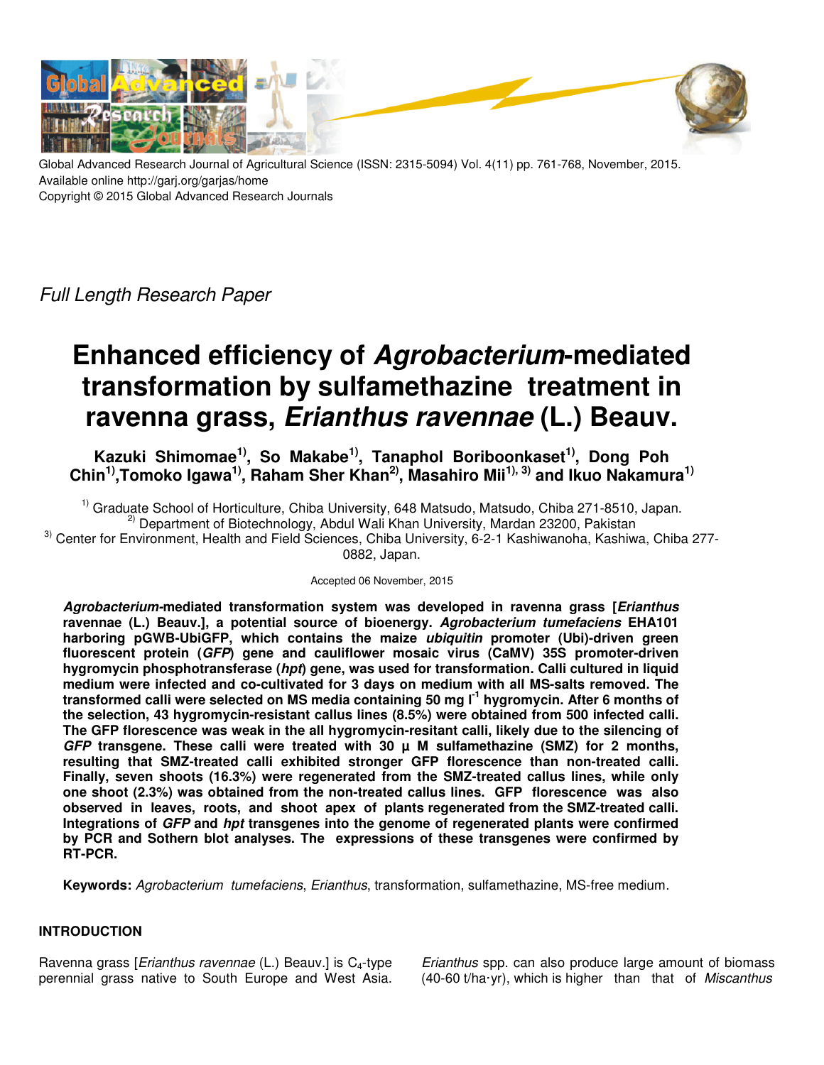Global Advanced Research Journal of Agricultural Science (ISSN: 2315-5094) Vol. 4(11) pp. 761-768, November, 2015.
Available online http://garj.org/garjas/home
Copyright © 2015 Global Advanced Research Journals

*Full Length Research Paper*

# Enhanced efficiency of *Agrobacterium*-mediated transformation by sulfamethazine treatment in ravenna grass, *Erianthus ravennae* (L.) Beauv.

**Kazuki Shimomae[1)], So Makabe[1)], Tanaphol Boriboonkaset[1)], Dong Poh Chin[1)], Tomoko Igawa[1)], Raham Sher Khan[2)], Masahiro Mii[1), 3)] and Ikuo Nakamura[1)]**

[1)] Graduate School of Horticulture, Chiba University, 648 Matsudo, Matsudo, Chiba 271-8510, Japan.
[2)] Department of Biotechnology, Abdul Wali Khan University, Mardan 23200, Pakistan
[3)] Center for Environment, Health and Field Sciences, Chiba University, 6-2-1 Kashiwanoha, Kashiwa, Chiba 277-0882, Japan.

Accepted 06 November, 2015

***Agrobacterium*-mediated transformation system was developed in ravenna grass [*Erianthus* ravennae (L.) Beauv.], a potential source of bioenergy. *Agrobacterium tumefaciens* EHA101 harboring pGWB-UbiGFP, which contains the maize *ubiquitin* promoter (Ubi)-driven green fluorescent protein (*GFP*) gene and cauliflower mosaic virus (CaMV) 35S promoter-driven hygromycin phosphotransferase (*hpt*) gene, was used for transformation. Calli cultured in liquid medium were infected and co-cultivated for 3 days on medium with all MS-salts removed. The transformed calli were selected on MS media containing 50 mg $l^{-1}$ hygromycin. After 6 months of the selection, 43 hygromycin-resistant callus lines (8.5%) were obtained from 500 infected calli. The GFP florescence was weak in the all hygromycin-resitant calli, likely due to the silencing of *GFP* transgene. These calli were treated with 30 µ M sulfamethazine (SMZ) for 2 months, resulting that SMZ-treated calli exhibited stronger GFP florescence than non-treated calli. Finally, seven shoots (16.3%) were regenerated from the SMZ-treated callus lines, while only one shoot (2.3%) was obtained from the non-treated callus lines. GFP florescence was also observed in leaves, roots, and shoot apex of plants regenerated from the SMZ-treated calli. Integrations of *GFP* and *hpt* transgenes into the genome of regenerated plants were confirmed by PCR and Sothern blot analyses. The expressions of these transgenes were confirmed by RT-PCR.**

**Keywords:** *Agrobacterium tumefaciens*, *Erianthus*, transformation, sulfamethazine, MS-free medium.

## INTRODUCTION

Ravenna grass [*Erianthus ravennae* (L.) Beauv.] is $C_4$-type perennial grass native to South Europe and West Asia. *Erianthus* spp. can also produce large amount of biomass (40-60 t/ha·yr), which is higher than that of *Miscanthus*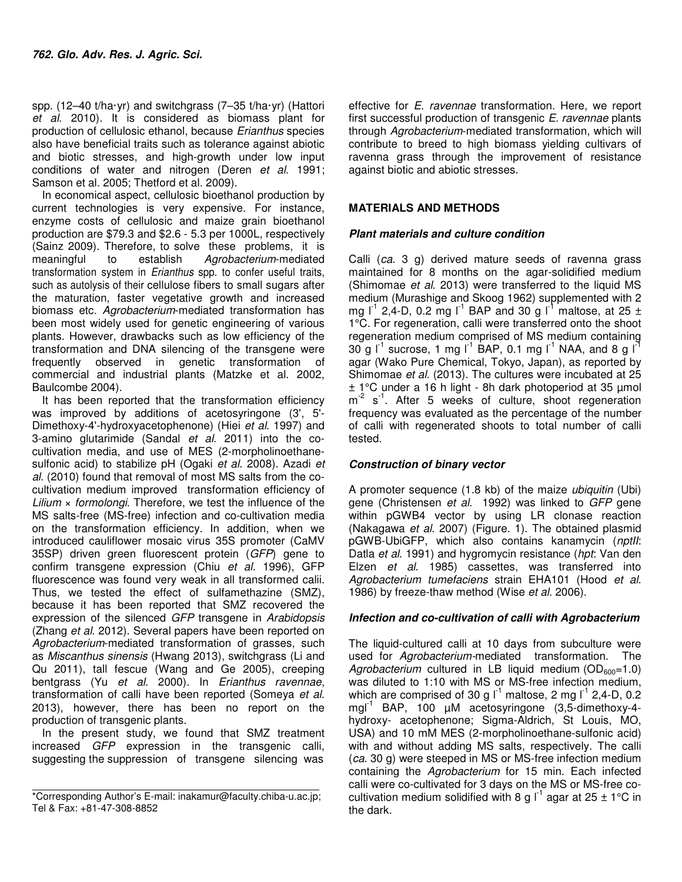spp. (12–40 t/ha·yr) and switchgrass (7–35 t/ha·yr) (Hattori *et al*. 2010). It is considered as biomass plant for production of cellulosic ethanol, because *Erianthus* species also have beneficial traits such as tolerance against abiotic and biotic stresses, and high-growth under low input conditions of water and nitrogen (Deren *et al*. 1991; Samson et al. 2005; Thetford et al. 2009).

In economical aspect, cellulosic bioethanol production by current technologies is very expensive. For instance, enzyme costs of cellulosic and maize grain bioethanol production are $79.3 and $2.6 - 5.3 per 1000L, respectively (Sainz 2009). Therefore, to solve these problems, it is meaningful to establish *Agrobacterium*-mediated transformation system in *Erianthus* spp. to confer useful traits, such as autolysis of their cellulose fibers to small sugars after the maturation, faster vegetative growth and increased biomass etc. *Agrobacterium*-mediated transformation has been most widely used for genetic engineering of various plants. However, drawbacks such as low efficiency of the transformation and DNA silencing of the transgene were frequently observed in genetic transformation of commercial and industrial plants (Matzke et al. 2002, Baulcombe 2004).

It has been reported that the transformation efficiency was improved by additions of acetosyringone (3', 5'-Dimethoxy-4'-hydroxyacetophenone) (Hiei *et al*. 1997) and 3-amino glutarimide (Sandal *et al*. 2011) into the co-cultivation media, and use of MES (2-morpholinoethane-sulfonic acid) to stabilize pH (Ogaki *et al*. 2008). Azadi *et al*. (2010) found that removal of most MS salts from the co-cultivation medium improved transformation efficiency of *Lilium* × *formolongi*. Therefore, we test the influence of the MS salts-free (MS-free) infection and co-cultivation media on the transformation efficiency. In addition, when we introduced cauliflower mosaic virus 35S promoter (CaMV 35SP) driven green fluorescent protein (*GFP*) gene to confirm transgene expression (Chiu *et al*. 1996), GFP fluorescence was found very weak in all transformed calii. Thus, we tested the effect of sulfamethazine (SMZ), because it has been reported that SMZ recovered the expression of the silenced *GFP* transgene in *Arabidopsis* (Zhang *et al*. 2012). Several papers have been reported on *Agrobacterium*-mediated transformation of grasses, such as *Miscanthus sinensis* (Hwang 2013), switchgrass (Li and Qu 2011), tall fescue (Wang and Ge 2005), creeping bentgrass (Yu *et al*. 2000). In *Erianthus ravennae*, transformation of calli have been reported (Someya *et al*. 2013), however, there has been no report on the production of transgenic plants.

In the present study, we found that SMZ treatment increased *GFP* expression in the transgenic calli, suggesting the suppression of transgene silencing was effective for *E. ravennae* transformation. Here, we report first successful production of transgenic *E. ravennae* plants through *Agrobacterium*-mediated transformation, which will contribute to breed to high biomass yielding cultivars of ravenna grass through the improvement of resistance against biotic and abiotic stresses.

\*Corresponding Author's E-mail: inakamur@faculty.chiba-u.ac.jp; Tel & Fax: +81-47-308-8852

## MATERIALS AND METHODS

### Plant materials and culture condition

Calli (*ca*. 3 g) derived mature seeds of ravenna grass maintained for 8 months on the agar-solidified medium (Shimomae *et al*. 2013) were transferred to the liquid MS medium (Murashige and Skoog 1962) supplemented with 2 mg $l^{-1}$ 2,4-D, 0.2 mg $l^{-1}$ BAP and 30 g $l^{-1}$ maltose, at 25 ± 1°C. For regeneration, calli were transferred onto the shoot regeneration medium comprised of MS medium containing 30 g $l^{-1}$ sucrose, 1 mg $l^{-1}$ BAP, 0.1 mg $l^{-1}$ NAA, and 8 g $l^{-1}$ agar (Wako Pure Chemical, Tokyo, Japan), as reported by Shimomae *et al*. (2013). The cultures were incubated at 25 ± 1°C under a 16 h light - 8h dark photoperiod at 35 µmol $m^{-2}$ $s^{-1}$. After 5 weeks of culture, shoot regeneration frequency was evaluated as the percentage of the number of calli with regenerated shoots to total number of calli tested.

### Construction of binary vector

A promoter sequence (1.8 kb) of the maize *ubiquitin* (Ubi) gene (Christensen *et al*. 1992) was linked to *GFP* gene within pGWB4 vector by using LR clonase reaction (Nakagawa *et al*. 2007) (Figure. 1). The obtained plasmid pGWB-UbiGFP, which also contains kanamycin (*nptII*: Datla *et al*. 1991) and hygromycin resistance (*hpt*: Van den Elzen *et al*. 1985) cassettes, was transferred into *Agrobacterium tumefaciens* strain EHA101 (Hood *et al*. 1986) by freeze-thaw method (Wise *et al*. 2006).

### Infection and co-cultivation of calli with Agrobacterium

The liquid-cultured calli at 10 days from subculture were used for *Agrobacterium*-mediated transformation. The *Agrobacterium* cultured in LB liquid medium ($OD_{600}$=1.0) was diluted to 1:10 with MS or MS-free infection medium, which are comprised of 30 g $l^{-1}$ maltose, 2 mg $l^{-1}$ 2,4-D, 0.2 mg$l^{-1}$ BAP, 100 µM acetosyringone (3,5-dimethoxy-4-hydroxy- acetophenone; Sigma-Aldrich, St Louis, MO, USA) and 10 mM MES (2-morpholinoethane-sulfonic acid) with and without adding MS salts, respectively. The calli (*ca*. 30 g) were steeped in MS or MS-free infection medium containing the *Agrobacterium* for 15 min. Each infected calli were co-cultivated for 3 days on the MS or MS-free co-cultivation medium solidified with 8 g $l^{-1}$ agar at 25 ± 1°C in the dark.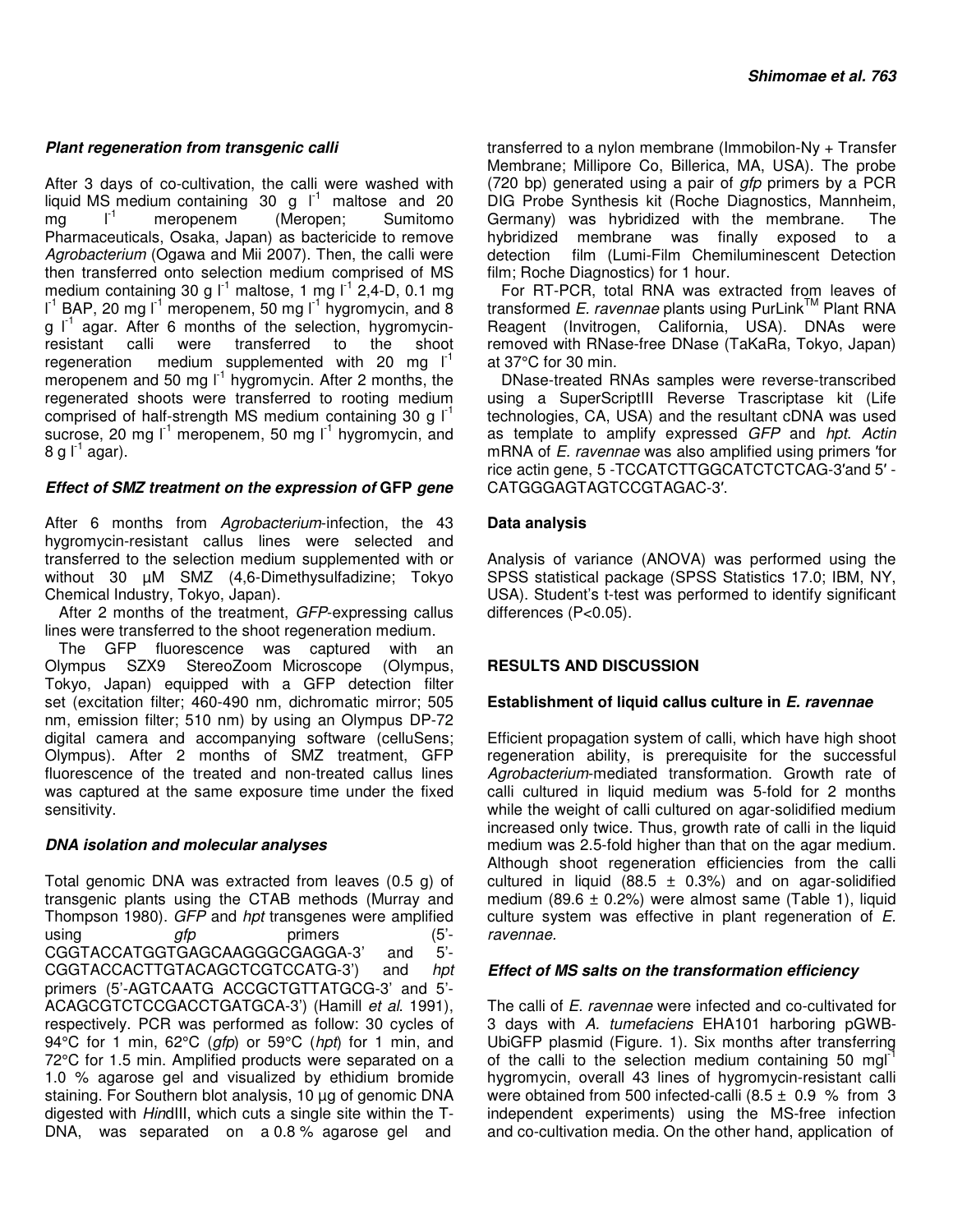### *Plant regeneration from transgenic calli*

After 3 days of co-cultivation, the calli were washed with liquid MS medium containing 30 g $l^{-1}$ maltose and 20 mg $l^{-1}$ meropenem (Meropen; Sumitomo Pharmaceuticals, Osaka, Japan) as bactericide to remove *Agrobacterium* (Ogawa and Mii 2007). Then, the calli were then transferred onto selection medium comprised of MS medium containing 30 g $l^{-1}$ maltose, 1 mg $l^{-1}$ 2,4-D, 0.1 mg $l^{-1}$ BAP, 20 mg $l^{-1}$ meropenem, 50 mg $l^{-1}$ hygromycin, and 8 g $l^{-1}$ agar. After 6 months of the selection, hygromycin-resistant calli were transferred to the shoot regeneration medium supplemented with 20 mg $l^{-1}$ meropenem and 50 mg $l^{-1}$ hygromycin. After 2 months, the regenerated shoots were transferred to rooting medium comprised of half-strength MS medium containing 30 g $l^{-1}$ sucrose, 20 mg $l^{-1}$ meropenem, 50 mg $l^{-1}$ hygromycin, and 8 g $l^{-1}$ agar).

### *Effect of SMZ treatment on the expression of* GFP *gene*

After 6 months from *Agrobacterium*-infection, the 43 hygromycin-resistant callus lines were selected and transferred to the selection medium supplemented with or without 30 µM SMZ (4,6-Dimethysulfadizine; Tokyo Chemical Industry, Tokyo, Japan).

After 2 months of the treatment, *GFP*-expressing callus lines were transferred to the shoot regeneration medium.

The GFP fluorescence was captured with an Olympus SZX9 StereoZoom Microscope (Olympus, Tokyo, Japan) equipped with a GFP detection filter set (excitation filter; 460-490 nm, dichromatic mirror; 505 nm, emission filter; 510 nm) by using an Olympus DP-72 digital camera and accompanying software (celluSens; Olympus). After 2 months of SMZ treatment, GFP fluorescence of the treated and non-treated callus lines was captured at the same exposure time under the fixed sensitivity.

### *DNA isolation and molecular analyses*

Total genomic DNA was extracted from leaves (0.5 g) of transgenic plants using the CTAB methods (Murray and Thompson 1980). *GFP* and *hpt* transgenes were amplified using *gfp* primers (5'-CGGTACCATGGTGAGCAAGGGCGAGGA-3' and 5'-CGGTACCACTTGTACAGCTCGTCCATG-3') and *hpt* primers (5'-AGTCAATG ACCGCTGTTATGCG-3' and 5'-ACAGCGTCTCCGACCTGATGCA-3') (Hamill *et al*. 1991), respectively. PCR was performed as follow: 30 cycles of 94°C for 1 min, 62°C (*gfp*) or 59°C (*hpt*) for 1 min, and 72°C for 1.5 min. Amplified products were separated on a 1.0 % agarose gel and visualized by ethidium bromide staining. For Southern blot analysis, 10 µg of genomic DNA digested with *Hin*dIII, which cuts a single site within the T-DNA, was separated on a 0.8 % agarose gel and transferred to a nylon membrane (Immobilon-Ny + Transfer Membrane; Millipore Co, Billerica, MA, USA). The probe (720 bp) generated using a pair of *gfp* primers by a PCR DIG Probe Synthesis kit (Roche Diagnostics, Mannheim, Germany) was hybridized with the membrane. The hybridized membrane was finally exposed to a detection film (Lumi-Film Chemiluminescent Detection film; Roche Diagnostics) for 1 hour.

For RT-PCR, total RNA was extracted from leaves of transformed *E. ravennae* plants using PurLink™ Plant RNA Reagent (Invitrogen, California, USA). DNAs were removed with RNase-free DNase (TaKaRa, Tokyo, Japan) at 37°C for 30 min.

DNase-treated RNAs samples were reverse-transcribed using a SuperScriptIII Reverse Trascriptase kit (Life technologies, CA, USA) and the resultant cDNA was used as template to amplify expressed *GFP* and *hpt*. *Actin* mRNA of *E. ravennae* was also amplified using primers ′for rice actin gene, 5 -TCCATCTTGGCATCTCTCAG-3′and 5′ -CATGGGAGTAGTCCGTAGAC-3′.

### Data analysis

Analysis of variance (ANOVA) was performed using the SPSS statistical package (SPSS Statistics 17.0; IBM, NY, USA). Student's t-test was performed to identify significant differences ($P<0.05$).

## RESULTS AND DISCUSSION

### Establishment of liquid callus culture in *E. ravennae*

Efficient propagation system of calli, which have high shoot regeneration ability, is prerequisite for the successful *Agrobacterium*-mediated transformation. Growth rate of calli cultured in liquid medium was 5-fold for 2 months while the weight of calli cultured on agar-solidified medium increased only twice. Thus, growth rate of calli in the liquid medium was 2.5-fold higher than that on the agar medium. Although shoot regeneration efficiencies from the calli cultured in liquid (88.5 ± 0.3%) and on agar-solidified medium (89.6 ± 0.2%) were almost same (Table 1), liquid culture system was effective in plant regeneration of *E. ravennae.*

### *Effect of MS salts on the transformation efficiency*

The calli of *E. ravennae* were infected and co-cultivated for 3 days with *A. tumefaciens* EHA101 harboring pGWB-UbiGFP plasmid (Figure. 1). Six months after transferring of the calli to the selection medium containing 50 mg$l^{-1}$ hygromycin, overall 43 lines of hygromycin-resistant calli were obtained from 500 infected-calli (8.5 ± 0.9 % from 3 independent experiments) using the MS-free infection and co-cultivation media. On the other hand, application of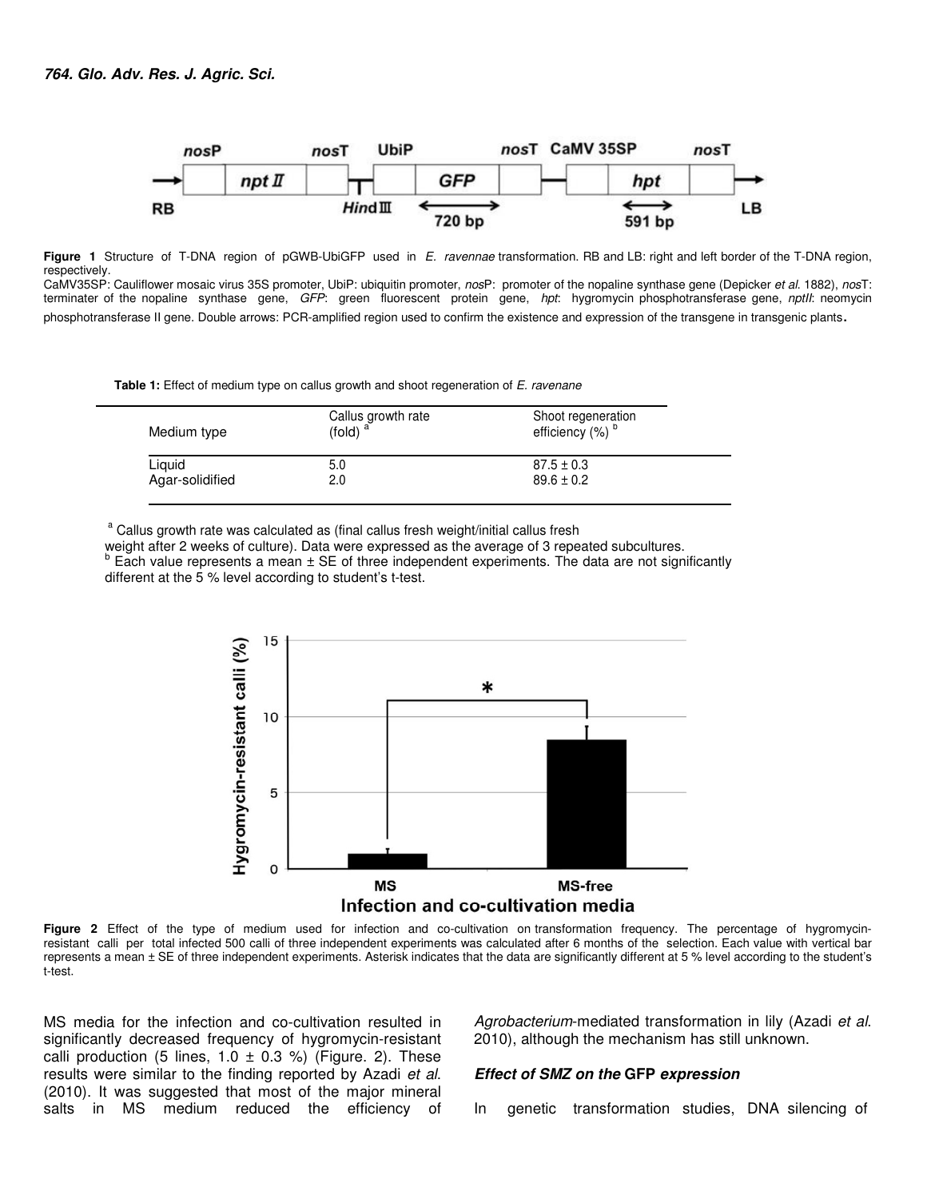**Figure 1** Structure of T-DNA region of pGWB-UbiGFP used in *E. ravennae* transformation. RB and LB: right and left border of the T-DNA region, respectively.
CaMV35SP: Cauliflower mosaic virus 35S promoter, UbiP: ubiquitin promoter, *nos*P: promoter of the nopaline synthase gene (Depicker *et al.* 1882), *nos*T: terminater of the nopaline synthase gene, *GFP*: green fluorescent protein gene, *hpt*: hygromycin phosphotransferase gene, *nptII*: neomycin phosphotransferase II gene. Double arrows: PCR-amplified region used to confirm the existence and expression of the transgene in transgenic plants.

**Table 1:** Effect of medium type on callus growth and shoot regeneration of *E. ravenane*

| Medium type | Callus growth rate (fold) [a] | Shoot regeneration efficiency (%) [b] |
|---|---|---|
| Liquid | 5.0 | 87.5 ± 0.3 |
| Agar-solidified | 2.0 | 89.6 ± 0.2 |

[a] Callus growth rate was calculated as (final callus fresh weight/initial callus fresh weight after 2 weeks of culture). Data were expressed as the average of 3 repeated subcultures.
[b] Each value represents a mean ± SE of three independent experiments. The data are not significantly different at the 5 % level according to student's t-test.

**Figure 2** Effect of the type of medium used for infection and co-cultivation on transformation frequency. The percentage of hygromycin-resistant calli per total infected 500 calli of three independent experiments was calculated after 6 months of the selection. Each value with vertical bar represents a mean ± SE of three independent experiments. Asterisk indicates that the data are significantly different at 5 % level according to the student's t-test.

MS media for the infection and co-cultivation resulted in significantly decreased frequency of hygromycin-resistant calli production (5 lines, 1.0 ± 0.3 %) (Figure. 2). These results were similar to the finding reported by Azadi *et al.* (2010). It was suggested that most of the major mineral salts in MS medium reduced the efficiency of *Agrobacterium*-mediated transformation in lily (Azadi *et al.* 2010), although the mechanism has still unknown.

### *Effect of SMZ on the* GFP *expression*

In genetic transformation studies, DNA silencing of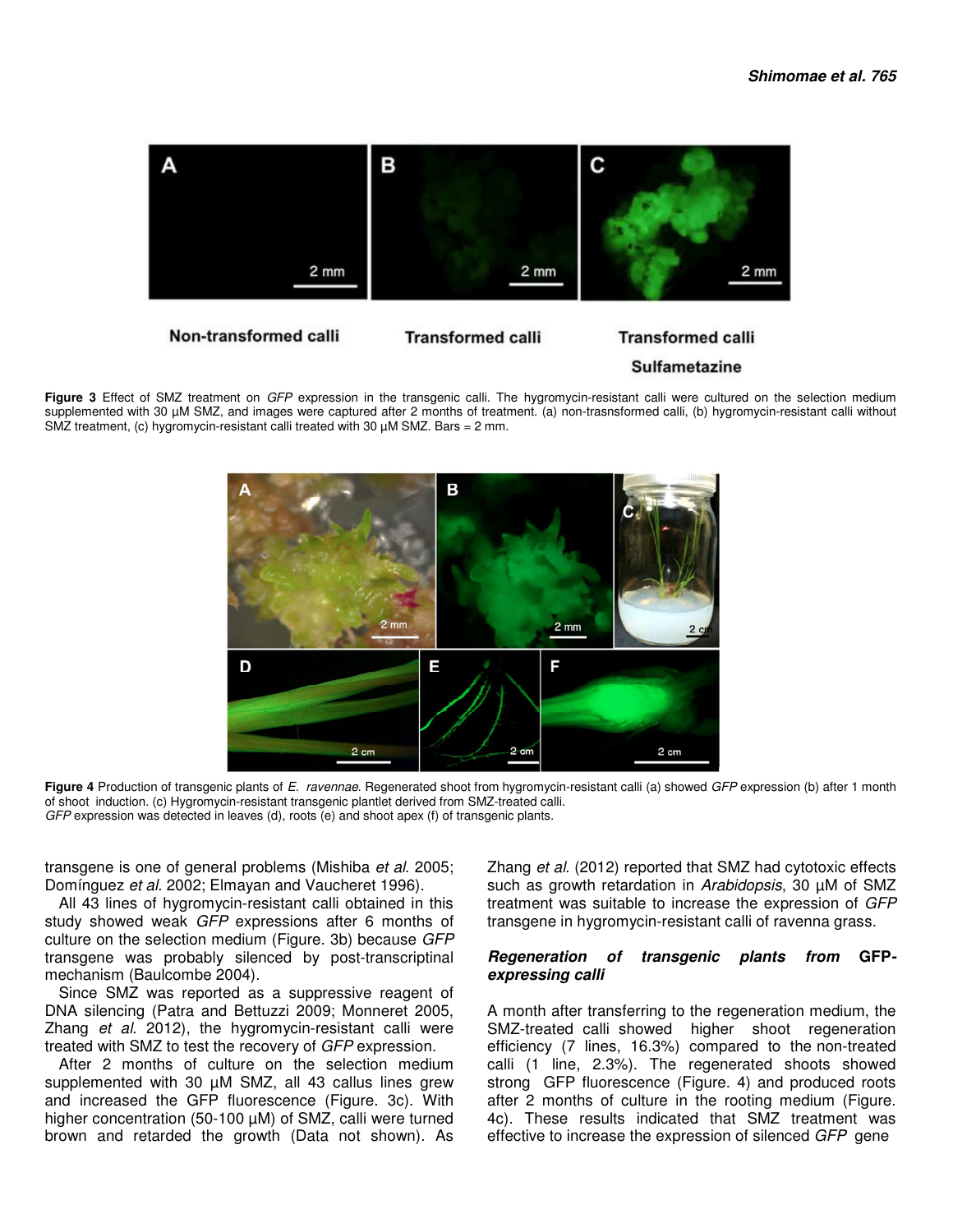Non-transformed calli    Transformed calli    Transformed calli Sulfametazine

**Figure 3** Effect of SMZ treatment on *GFP* expression in the transgenic calli. The hygromycin-resistant calli were cultured on the selection medium supplemented with 30 µM SMZ, and images were captured after 2 months of treatment. (a) non-trasnsformed calli, (b) hygromycin-resistant calli without SMZ treatment, (c) hygromycin-resistant calli treated with 30 µM SMZ. Bars = 2 mm.

**Figure 4** Production of transgenic plants of *E. ravennae*. Regenerated shoot from hygromycin-resistant calli (a) showed *GFP* expression (b) after 1 month of shoot induction. (c) Hygromycin-resistant transgenic plantlet derived from SMZ-treated calli. *GFP* expression was detected in leaves (d), roots (e) and shoot apex (f) of transgenic plants.

transgene is one of general problems (Mishiba *et al*. 2005; Domínguez *et al*. 2002; Elmayan and Vaucheret 1996).

All 43 lines of hygromycin-resistant calli obtained in this study showed weak *GFP* expressions after 6 months of culture on the selection medium (Figure. 3b) because *GFP* transgene was probably silenced by post-transcriptinal mechanism (Baulcombe 2004).

Since SMZ was reported as a suppressive reagent of DNA silencing (Patra and Bettuzzi 2009; Monneret 2005, Zhang *et al*. 2012), the hygromycin-resistant calli were treated with SMZ to test the recovery of *GFP* expression.

After 2 months of culture on the selection medium supplemented with 30 µM SMZ, all 43 callus lines grew and increased the GFP fluorescence (Figure. 3c). With higher concentration (50-100 µM) of SMZ, calli were turned brown and retarded the growth (Data not shown). As Zhang *et al*. (2012) reported that SMZ had cytotoxic effects such as growth retardation in *Arabidopsis*, 30 µM of SMZ treatment was suitable to increase the expression of *GFP* transgene in hygromycin-resistant calli of ravenna grass.

### *Regeneration of transgenic plants from* GFP-*expressing calli*

A month after transferring to the regeneration medium, the SMZ-treated calli showed higher shoot regeneration efficiency (7 lines, 16.3%) compared to the non-treated calli (1 line, 2.3%). The regenerated shoots showed strong GFP fluorescence (Figure. 4) and produced roots after 2 months of culture in the rooting medium (Figure. 4c). These results indicated that SMZ treatment was effective to increase the expression of silenced *GFP* gene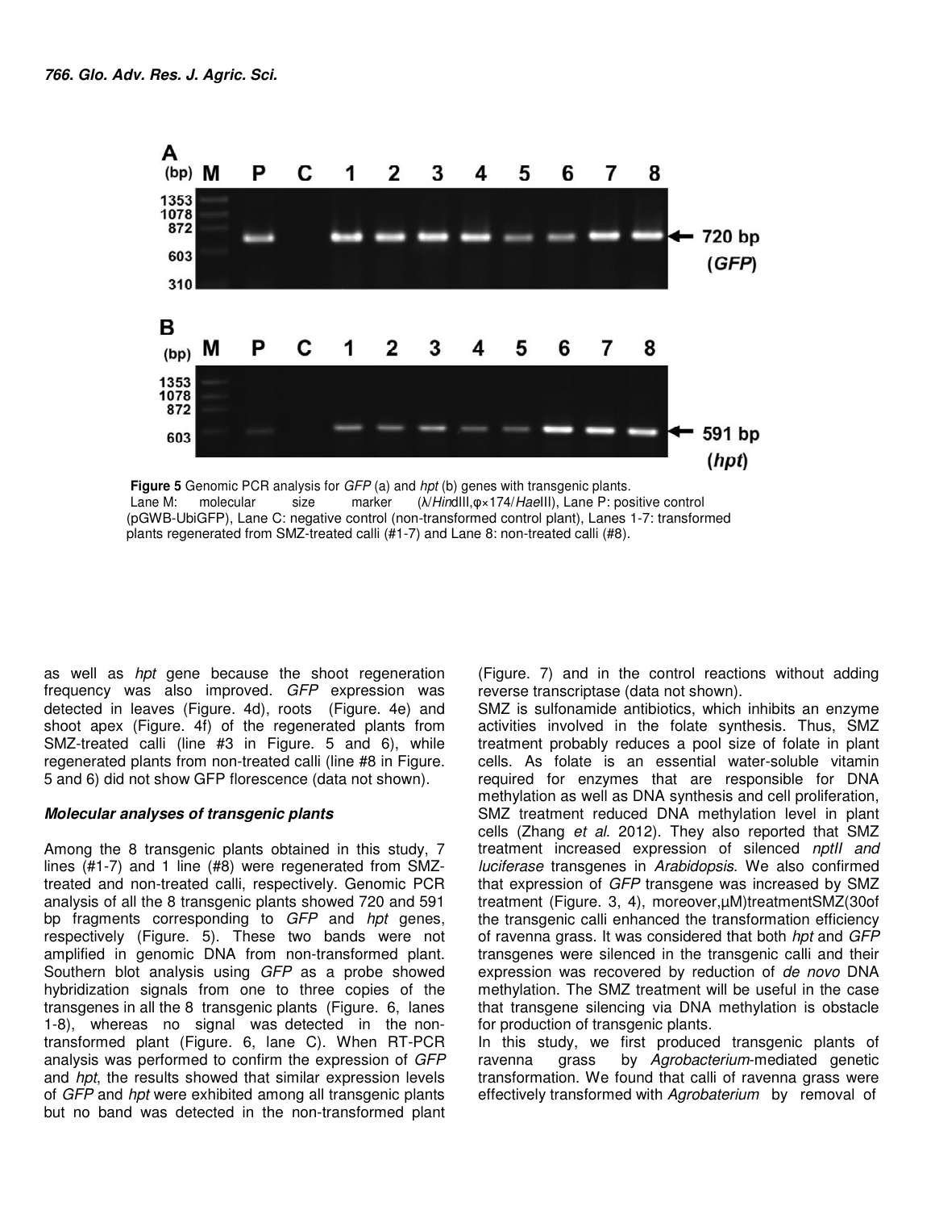**Figure 5** Genomic PCR analysis for *GFP* (a) and *hpt* (b) genes with transgenic plants. Lane M: molecular size marker (λ/*Hin*dIII,φ×174/*Hae*III), Lane P: positive control (pGWB-UbiGFP), Lane C: negative control (non-transformed control plant), Lanes 1-7: transformed plants regenerated from SMZ-treated calli (#1-7) and Lane 8: non-treated calli (#8).

as well as *hpt* gene because the shoot regeneration frequency was also improved. *GFP* expression was detected in leaves (Figure. 4d), roots (Figure. 4e) and shoot apex (Figure. 4f) of the regenerated plants from SMZ-treated calli (line #3 in Figure. 5 and 6), while regenerated plants from non-treated calli (line #8 in Figure. 5 and 6) did not show GFP florescence (data not shown).

### *Molecular analyses of transgenic plants*

Among the 8 transgenic plants obtained in this study, 7 lines (#1-7) and 1 line (#8) were regenerated from SMZ-treated and non-treated calli, respectively. Genomic PCR analysis of all the 8 transgenic plants showed 720 and 591 bp fragments corresponding to *GFP* and *hpt* genes, respectively (Figure. 5). These two bands were not amplified in genomic DNA from non-transformed plant. Southern blot analysis using *GFP* as a probe showed hybridization signals from one to three copies of the transgenes in all the 8 transgenic plants (Figure. 6, lanes 1-8), whereas no signal was detected in the non-transformed plant (Figure. 6, lane C). When RT-PCR analysis was performed to confirm the expression of *GFP* and *hpt*, the results showed that similar expression levels of *GFP* and *hpt* were exhibited among all transgenic plants but no band was detected in the non-transformed plant (Figure. 7) and in the control reactions without adding reverse transcriptase (data not shown).

SMZ is sulfonamide antibiotics, which inhibits an enzyme activities involved in the folate synthesis. Thus, SMZ treatment probably reduces a pool size of folate in plant cells. As folate is an essential water-soluble vitamin required for enzymes that are responsible for DNA methylation as well as DNA synthesis and cell proliferation, SMZ treatment reduced DNA methylation level in plant cells (Zhang *et al.* 2012). They also reported that SMZ treatment increased expression of silenced *nptII and luciferase* transgenes in *Arabidopsis*. We also confirmed that expression of *GFP* transgene was increased by SMZ treatment (Figure. 3, 4), moreover,µM)treatmentSMZ(30of the transgenic calli enhanced the transformation efficiency of ravenna grass. It was considered that both *hpt* and *GFP* transgenes were silenced in the transgenic calli and their expression was recovered by reduction of *de novo* DNA methylation. The SMZ treatment will be useful in the case that transgene silencing via DNA methylation is obstacle for production of transgenic plants.

In this study, we first produced transgenic plants of ravenna grass by *Agrobacterium*-mediated genetic transformation. We found that calli of ravenna grass were effectively transformed with *Agrobaterium* by removal of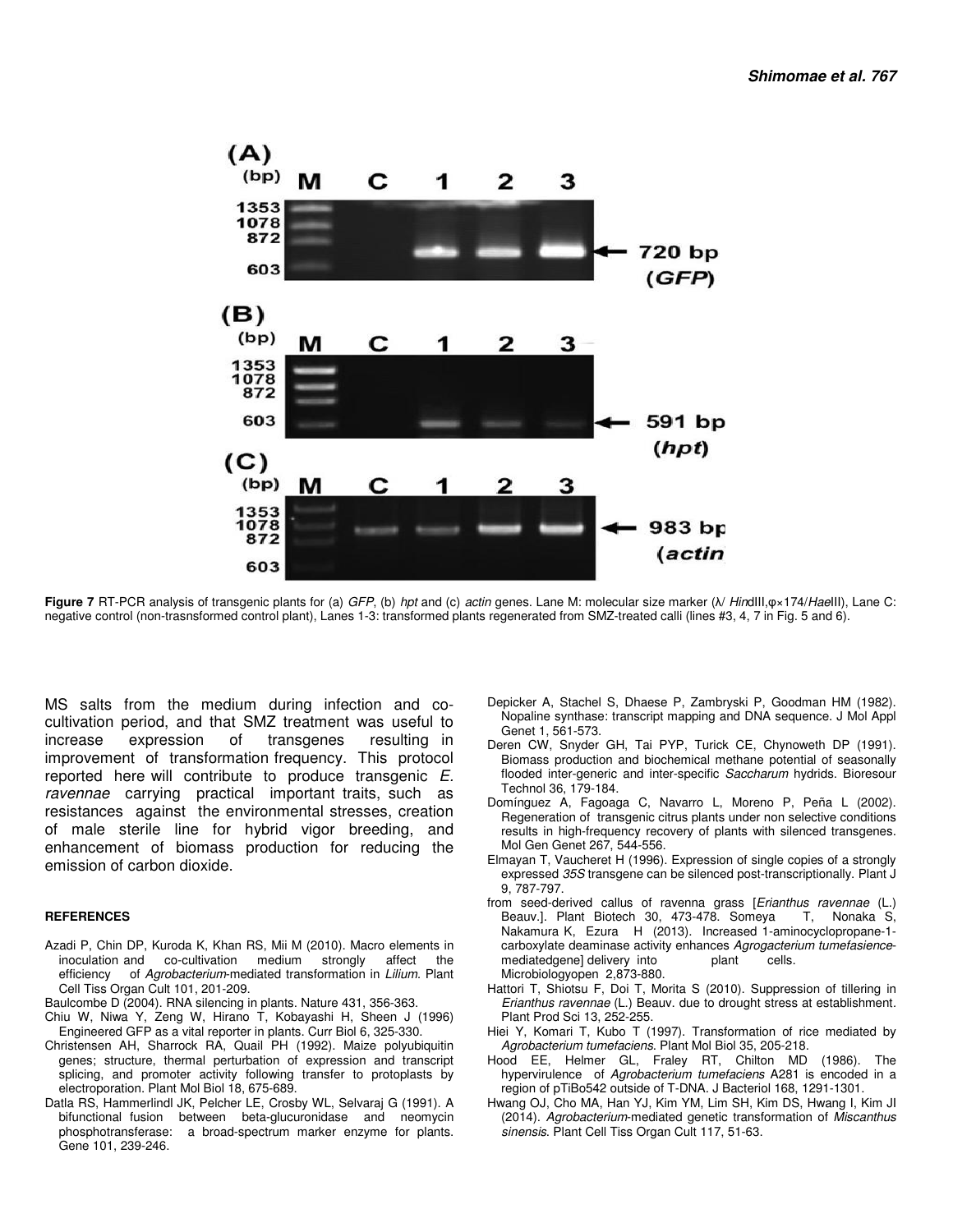Figure 7 RT-PCR analysis of transgenic plants for (a) *GFP*, (b) *hpt* and (c) *actin* genes. Lane M: molecular size marker (λ/ *Hin*dIII,φ×174/*Hae*III), Lane C: negative control (non-trasnsformed control plant), Lanes 1-3: transformed plants regenerated from SMZ-treated calli (lines #3, 4, 7 in Fig. 5 and 6).

MS salts from the medium during infection and co-cultivation period, and that SMZ treatment was useful to increase expression of transgenes resulting in improvement of transformation frequency. This protocol reported here will contribute to produce transgenic *E. ravennae* carrying practical important traits, such as resistances against the environmental stresses, creation of male sterile line for hybrid vigor breeding, and enhancement of biomass production for reducing the emission of carbon dioxide.

## REFERENCES

Azadi P, Chin DP, Kuroda K, Khan RS, Mii M (2010). Macro elements in inoculation and co-cultivation medium strongly affect the efficiency of *Agrobacterium*-mediated transformation in *Lilium*. Plant Cell Tiss Organ Cult 101, 201-209.

Baulcombe D (2004). RNA silencing in plants. Nature 431, 356-363.

Chiu W, Niwa Y, Zeng W, Hirano T, Kobayashi H, Sheen J (1996) Engineered GFP as a vital reporter in plants. Curr Biol 6, 325-330.

Christensen AH, Sharrock RA, Quail PH (1992). Maize polyubiquitin genes; structure, thermal perturbation of expression and transcript splicing, and promoter activity following transfer to protoplasts by electroporation. Plant Mol Biol 18, 675-689.

Datla RS, Hammerlindl JK, Pelcher LE, Crosby WL, Selvaraj G (1991). A bifunctional fusion between beta-glucuronidase and neomycin phosphotransferase: a broad-spectrum marker enzyme for plants. Gene 101, 239-246.

Depicker A, Stachel S, Dhaese P, Zambryski P, Goodman HM (1982). Nopaline synthase: transcript mapping and DNA sequence. J Mol Appl Genet 1, 561-573.

Deren CW, Snyder GH, Tai PYP, Turick CE, Chynoweth DP (1991). Biomass production and biochemical methane potential of seasonally flooded inter-generic and inter-specific *Saccharum* hydrids. Bioresour Technol 36, 179-184.

Domínguez A, Fagoaga C, Navarro L, Moreno P, Peña L (2002). Regeneration of transgenic citrus plants under non selective conditions results in high-frequency recovery of plants with silenced transgenes. Mol Gen Genet 267, 544-556.

Elmayan T, Vaucheret H (1996). Expression of single copies of a strongly expressed *35S* transgene can be silenced post-transcriptionally. Plant J 9, 787-797.

from seed-derived callus of ravenna grass [*Erianthus ravennae* (L.) Beauv.]. Plant Biotech 30, 473-478. Someya T, Nonaka S, Nakamura K, Ezura H (2013). Increased 1-aminocyclopropane-1-carboxylate deaminase activity enhances *Agrogacterium tumefasience*-mediatedgene] delivery into plant cells. Microbiologyopen 2,873-880.

Hattori T, Shiotsu F, Doi T, Morita S (2010). Suppression of tillering in *Erianthus ravennae* (L.) Beauv. due to drought stress at establishment. Plant Prod Sci 13, 252-255.

Hiei Y, Komari T, Kubo T (1997). Transformation of rice mediated by *Agrobacterium tumefaciens*. Plant Mol Biol 35, 205-218.

Hood EE, Helmer GL, Fraley RT, Chilton MD (1986). The hypervirulence of *Agrobacterium tumefaciens* A281 is encoded in a region of pTiBo542 outside of T-DNA. J Bacteriol 168, 1291-1301.

Hwang OJ, Cho MA, Han YJ, Kim YM, Lim SH, Kim DS, Hwang I, Kim JI (2014). *Agrobacterium*-mediated genetic transformation of *Miscanthus sinensis*. Plant Cell Tiss Organ Cult 117, 51-63.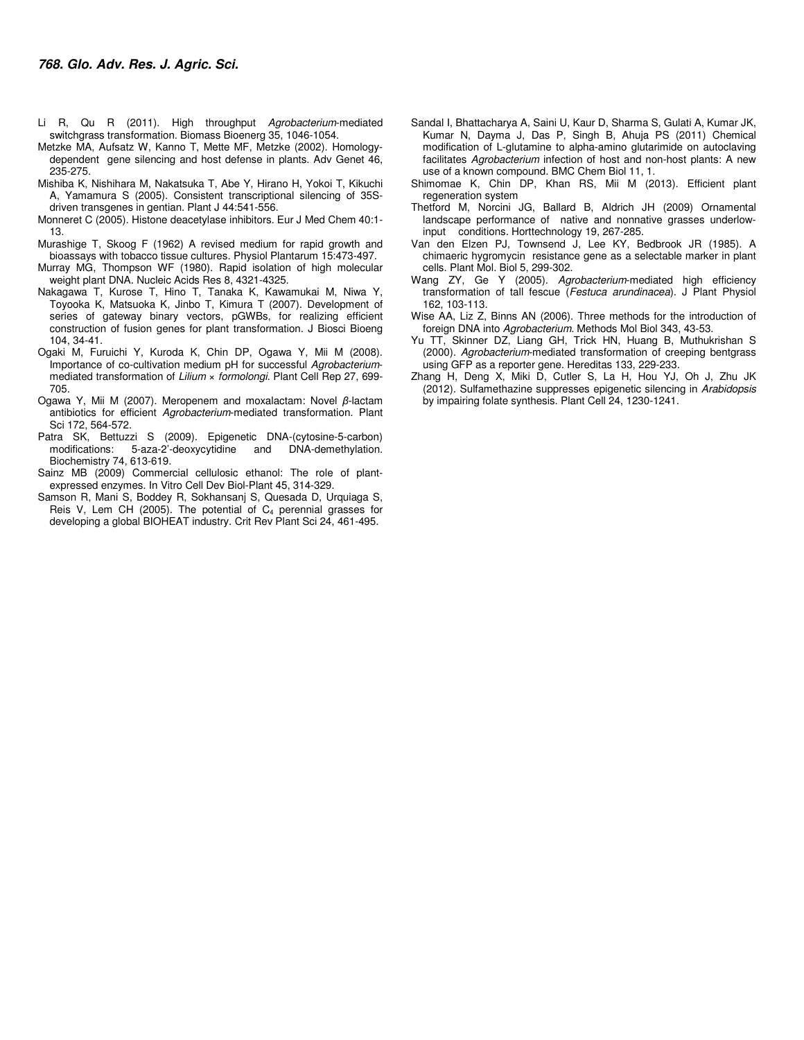Li R, Qu R (2011). High throughput *Agrobacterium*-mediated switchgrass transformation. Biomass Bioenerg 35, 1046-1054.

Metzke MA, Aufsatz W, Kanno T, Mette MF, Metzke (2002). Homology-dependent gene silencing and host defense in plants. Adv Genet 46, 235-275.

Mishiba K, Nishihara M, Nakatsuka T, Abe Y, Hirano H, Yokoi T, Kikuchi A, Yamamura S (2005). Consistent transcriptional silencing of 35S-driven transgenes in gentian. Plant J 44:541-556.

Monneret C (2005). Histone deacetylase inhibitors. Eur J Med Chem 40:1-13.

Murashige T, Skoog F (1962) A revised medium for rapid growth and bioassays with tobacco tissue cultures. Physiol Plantarum 15:473-497.

Murray MG, Thompson WF (1980). Rapid isolation of high molecular weight plant DNA. Nucleic Acids Res 8, 4321-4325.

Nakagawa T, Kurose T, Hino T, Tanaka K, Kawamukai M, Niwa Y, Toyooka K, Matsuoka K, Jinbo T, Kimura T (2007). Development of series of gateway binary vectors, pGWBs, for realizing efficient construction of fusion genes for plant transformation. J Biosci Bioeng 104, 34-41.

Ogaki M, Furuichi Y, Kuroda K, Chin DP, Ogawa Y, Mii M (2008). Importance of co-cultivation medium pH for successful *Agrobacterium*-mediated transformation of *Lilium × formolongi*. Plant Cell Rep 27, 699-705.

Ogawa Y, Mii M (2007). Meropenem and moxalactam: Novel *β*-lactam antibiotics for efficient *Agrobacterium*-mediated transformation. Plant Sci 172, 564-572.

Patra SK, Bettuzzi S (2009). Epigenetic DNA-(cytosine-5-carbon) modifications: 5-aza-2'-deoxycytidine and DNA-demethylation. Biochemistry 74, 613-619.

Sainz MB (2009) Commercial cellulosic ethanol: The role of plant-expressed enzymes. In Vitro Cell Dev Biol-Plant 45, 314-329.

Samson R, Mani S, Boddey R, Sokhansanj S, Quesada D, Urquiaga S, Reis V, Lem CH (2005). The potential of $C_4$ perennial grasses for developing a global BIOHEAT industry. Crit Rev Plant Sci 24, 461-495.

Sandal I, Bhattacharya A, Saini U, Kaur D, Sharma S, Gulati A, Kumar JK, Kumar N, Dayma J, Das P, Singh B, Ahuja PS (2011) Chemical modification of L-glutamine to alpha-amino glutarimide on autoclaving facilitates *Agrobacterium* infection of host and non-host plants: A new use of a known compound. BMC Chem Biol 11, 1.

Shimomae K, Chin DP, Khan RS, Mii M (2013). Efficient plant regeneration system

Thetford M, Norcini JG, Ballard B, Aldrich JH (2009) Ornamental landscape performance of native and nonnative grasses underlow-input conditions. Horttechnology 19, 267-285.

Van den Elzen PJ, Townsend J, Lee KY, Bedbrook JR (1985). A chimaeric hygromycin resistance gene as a selectable marker in plant cells. Plant Mol. Biol 5, 299-302.

Wang ZY, Ge Y (2005). *Agrobacterium*-mediated high efficiency transformation of tall fescue (*Festuca arundinacea*). J Plant Physiol 162, 103-113.

Wise AA, Liz Z, Binns AN (2006). Three methods for the introduction of foreign DNA into *Agrobacterium*. Methods Mol Biol 343, 43-53.

Yu TT, Skinner DZ, Liang GH, Trick HN, Huang B, Muthukrishan S (2000). *Agrobacterium*-mediated transformation of creeping bentgrass using GFP as a reporter gene. Hereditas 133, 229-233.

Zhang H, Deng X, Miki D, Cutler S, La H, Hou YJ, Oh J, Zhu JK (2012). Sulfamethazine suppresses epigenetic silencing in *Arabidopsis* by impairing folate synthesis. Plant Cell 24, 1230-1241.